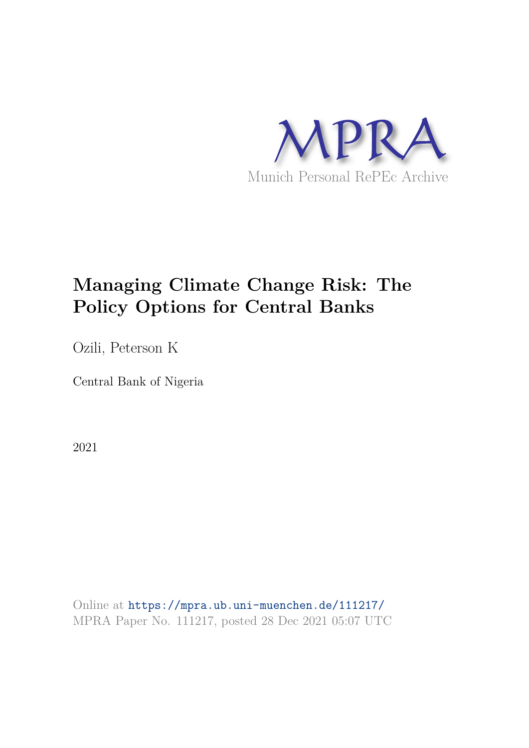MPRA

Munich Personal RePEc Archive

# Managing Climate Change Risk: The Policy Options for Central Banks

Ozili, Peterson K

Central Bank of Nigeria

2021

Online at https://mpra.ub.uni-muenchen.de/111217/
MPRA Paper No. 111217, posted 28 Dec 2021 05:07 UTC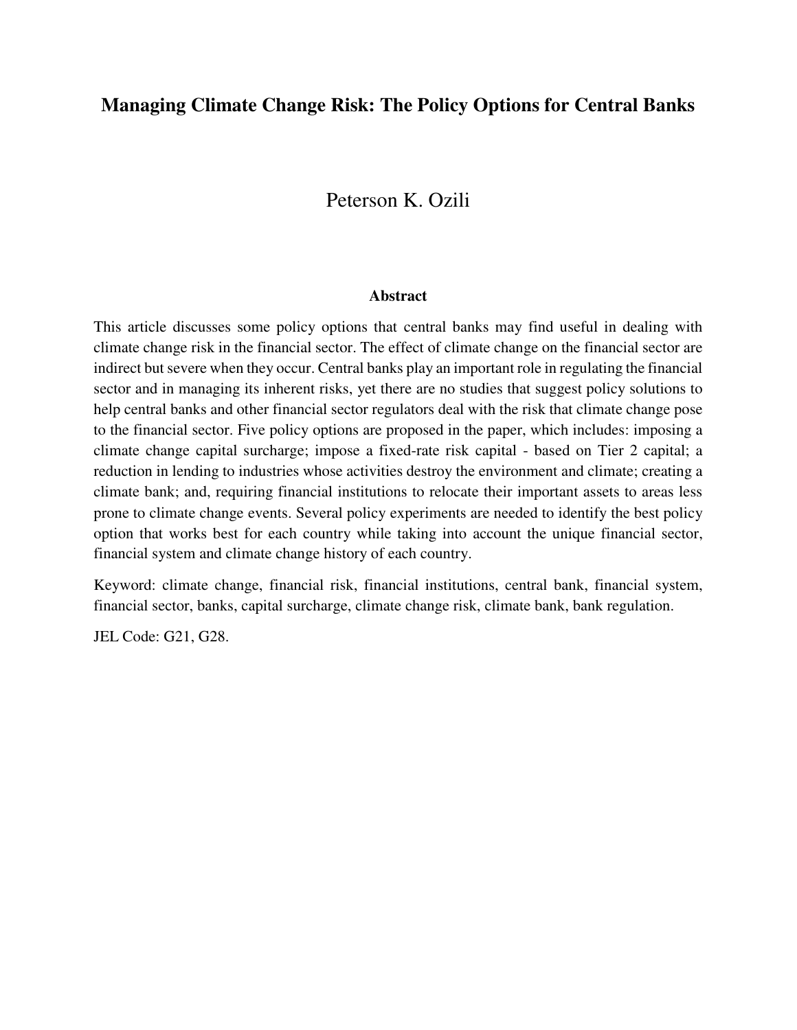# Managing Climate Change Risk: The Policy Options for Central Banks

Peterson K. Ozili

**Abstract**

This article discusses some policy options that central banks may find useful in dealing with climate change risk in the financial sector. The effect of climate change on the financial sector are indirect but severe when they occur. Central banks play an important role in regulating the financial sector and in managing its inherent risks, yet there are no studies that suggest policy solutions to help central banks and other financial sector regulators deal with the risk that climate change pose to the financial sector. Five policy options are proposed in the paper, which includes: imposing a climate change capital surcharge; impose a fixed-rate risk capital - based on Tier 2 capital; a reduction in lending to industries whose activities destroy the environment and climate; creating a climate bank; and, requiring financial institutions to relocate their important assets to areas less prone to climate change events. Several policy experiments are needed to identify the best policy option that works best for each country while taking into account the unique financial sector, financial system and climate change history of each country.

Keyword: climate change, financial risk, financial institutions, central bank, financial system, financial sector, banks, capital surcharge, climate change risk, climate bank, bank regulation.

JEL Code: G21, G28.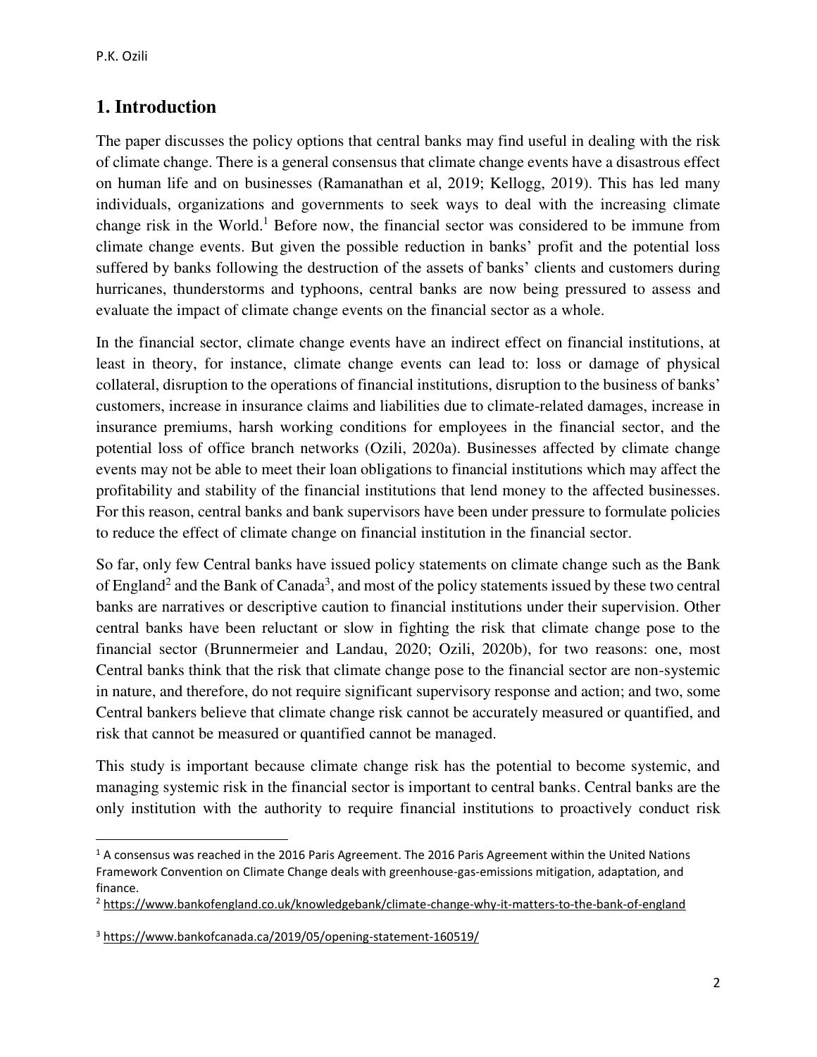## 1. Introduction

The paper discusses the policy options that central banks may find useful in dealing with the risk of climate change. There is a general consensus that climate change events have a disastrous effect on human life and on businesses (Ramanathan et al, 2019; Kellogg, 2019). This has led many individuals, organizations and governments to seek ways to deal with the increasing climate change risk in the World.[1] Before now, the financial sector was considered to be immune from climate change events. But given the possible reduction in banks' profit and the potential loss suffered by banks following the destruction of the assets of banks' clients and customers during hurricanes, thunderstorms and typhoons, central banks are now being pressured to assess and evaluate the impact of climate change events on the financial sector as a whole.

In the financial sector, climate change events have an indirect effect on financial institutions, at least in theory, for instance, climate change events can lead to: loss or damage of physical collateral, disruption to the operations of financial institutions, disruption to the business of banks' customers, increase in insurance claims and liabilities due to climate-related damages, increase in insurance premiums, harsh working conditions for employees in the financial sector, and the potential loss of office branch networks (Ozili, 2020a). Businesses affected by climate change events may not be able to meet their loan obligations to financial institutions which may affect the profitability and stability of the financial institutions that lend money to the affected businesses. For this reason, central banks and bank supervisors have been under pressure to formulate policies to reduce the effect of climate change on financial institution in the financial sector.

So far, only few Central banks have issued policy statements on climate change such as the Bank of England[2] and the Bank of Canada[3], and most of the policy statements issued by these two central banks are narratives or descriptive caution to financial institutions under their supervision. Other central banks have been reluctant or slow in fighting the risk that climate change pose to the financial sector (Brunnermeier and Landau, 2020; Ozili, 2020b), for two reasons: one, most Central banks think that the risk that climate change pose to the financial sector are non-systemic in nature, and therefore, do not require significant supervisory response and action; and two, some Central bankers believe that climate change risk cannot be accurately measured or quantified, and risk that cannot be measured or quantified cannot be managed.

This study is important because climate change risk has the potential to become systemic, and managing systemic risk in the financial sector is important to central banks. Central banks are the only institution with the authority to require financial institutions to proactively conduct risk

---

[1] A consensus was reached in the 2016 Paris Agreement. The 2016 Paris Agreement within the United Nations Framework Convention on Climate Change deals with greenhouse-gas-emissions mitigation, adaptation, and finance.

[2] https://www.bankofengland.co.uk/knowledgebank/climate-change-why-it-matters-to-the-bank-of-england

[3] https://www.bankofcanada.ca/2019/05/opening-statement-160519/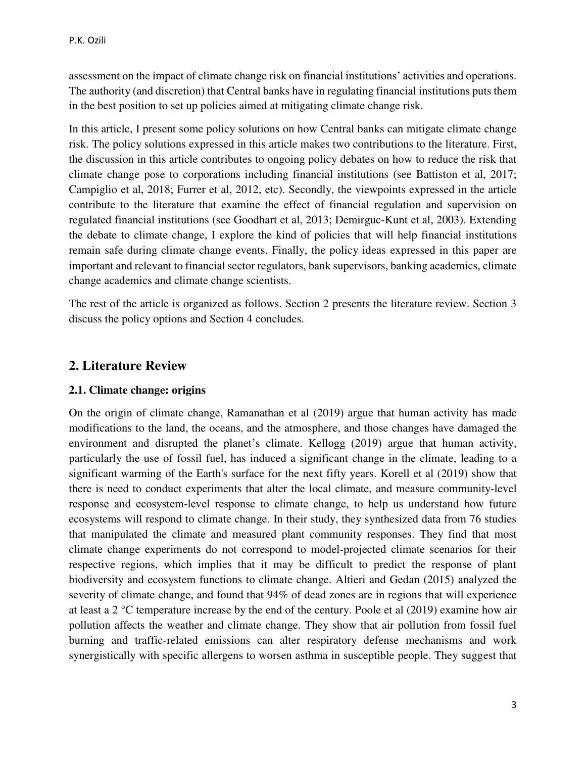assessment on the impact of climate change risk on financial institutions' activities and operations. The authority (and discretion) that Central banks have in regulating financial institutions puts them in the best position to set up policies aimed at mitigating climate change risk.

In this article, I present some policy solutions on how Central banks can mitigate climate change risk. The policy solutions expressed in this article makes two contributions to the literature. First, the discussion in this article contributes to ongoing policy debates on how to reduce the risk that climate change pose to corporations including financial institutions (see Battiston et al, 2017; Campiglio et al, 2018; Furrer et al, 2012, etc). Secondly, the viewpoints expressed in the article contribute to the literature that examine the effect of financial regulation and supervision on regulated financial institutions (see Goodhart et al, 2013; Demirguc-Kunt et al, 2003). Extending the debate to climate change, I explore the kind of policies that will help financial institutions remain safe during climate change events. Finally, the policy ideas expressed in this paper are important and relevant to financial sector regulators, bank supervisors, banking academics, climate change academics and climate change scientists.

The rest of the article is organized as follows. Section 2 presents the literature review. Section 3 discuss the policy options and Section 4 concludes.

## 2. Literature Review

### 2.1. Climate change: origins

On the origin of climate change, Ramanathan et al (2019) argue that human activity has made modifications to the land, the oceans, and the atmosphere, and those changes have damaged the environment and disrupted the planet's climate. Kellogg (2019) argue that human activity, particularly the use of fossil fuel, has induced a significant change in the climate, leading to a significant warming of the Earth's surface for the next fifty years. Korell et al (2019) show that there is need to conduct experiments that alter the local climate, and measure community-level response and ecosystem-level response to climate change, to help us understand how future ecosystems will respond to climate change. In their study, they synthesized data from 76 studies that manipulated the climate and measured plant community responses. They find that most climate change experiments do not correspond to model-projected climate scenarios for their respective regions, which implies that it may be difficult to predict the response of plant biodiversity and ecosystem functions to climate change. Altieri and Gedan (2015) analyzed the severity of climate change, and found that 94% of dead zones are in regions that will experience at least a 2 °C temperature increase by the end of the century. Poole et al (2019) examine how air pollution affects the weather and climate change. They show that air pollution from fossil fuel burning and traffic-related emissions can alter respiratory defense mechanisms and work synergistically with specific allergens to worsen asthma in susceptible people. They suggest that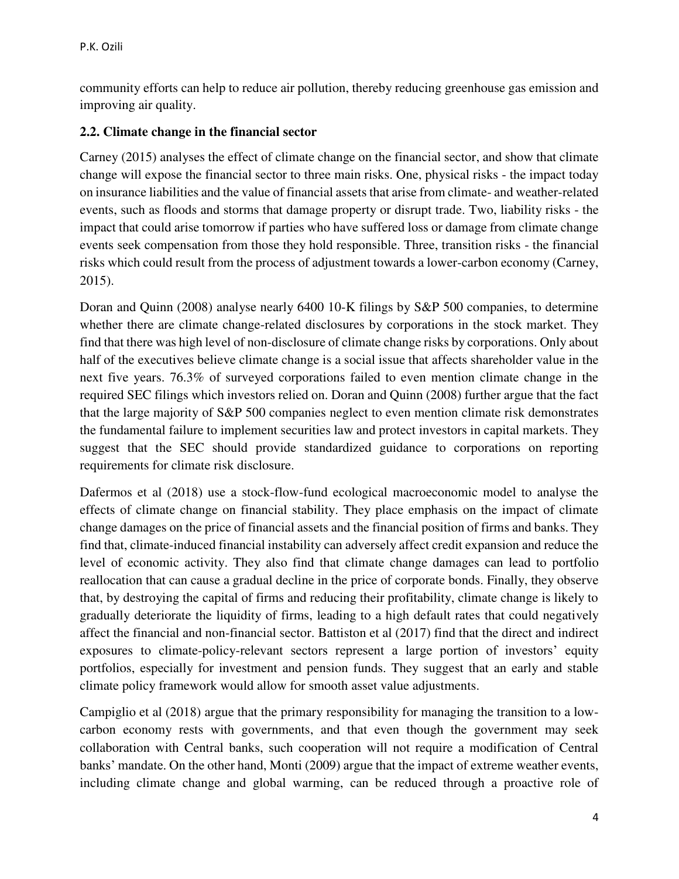community efforts can help to reduce air pollution, thereby reducing greenhouse gas emission and improving air quality.

### 2.2. Climate change in the financial sector

Carney (2015) analyses the effect of climate change on the financial sector, and show that climate change will expose the financial sector to three main risks. One, physical risks - the impact today on insurance liabilities and the value of financial assets that arise from climate- and weather-related events, such as floods and storms that damage property or disrupt trade. Two, liability risks - the impact that could arise tomorrow if parties who have suffered loss or damage from climate change events seek compensation from those they hold responsible. Three, transition risks - the financial risks which could result from the process of adjustment towards a lower-carbon economy (Carney, 2015).

Doran and Quinn (2008) analyse nearly 6400 10-K filings by S&P 500 companies, to determine whether there are climate change-related disclosures by corporations in the stock market. They find that there was high level of non-disclosure of climate change risks by corporations. Only about half of the executives believe climate change is a social issue that affects shareholder value in the next five years. 76.3% of surveyed corporations failed to even mention climate change in the required SEC filings which investors relied on. Doran and Quinn (2008) further argue that the fact that the large majority of S&P 500 companies neglect to even mention climate risk demonstrates the fundamental failure to implement securities law and protect investors in capital markets. They suggest that the SEC should provide standardized guidance to corporations on reporting requirements for climate risk disclosure.

Dafermos et al (2018) use a stock-flow-fund ecological macroeconomic model to analyse the effects of climate change on financial stability. They place emphasis on the impact of climate change damages on the price of financial assets and the financial position of firms and banks. They find that, climate-induced financial instability can adversely affect credit expansion and reduce the level of economic activity. They also find that climate change damages can lead to portfolio reallocation that can cause a gradual decline in the price of corporate bonds. Finally, they observe that, by destroying the capital of firms and reducing their profitability, climate change is likely to gradually deteriorate the liquidity of firms, leading to a high default rates that could negatively affect the financial and non-financial sector. Battiston et al (2017) find that the direct and indirect exposures to climate-policy-relevant sectors represent a large portion of investors' equity portfolios, especially for investment and pension funds. They suggest that an early and stable climate policy framework would allow for smooth asset value adjustments.

Campiglio et al (2018) argue that the primary responsibility for managing the transition to a low-carbon economy rests with governments, and that even though the government may seek collaboration with Central banks, such cooperation will not require a modification of Central banks' mandate. On the other hand, Monti (2009) argue that the impact of extreme weather events, including climate change and global warming, can be reduced through a proactive role of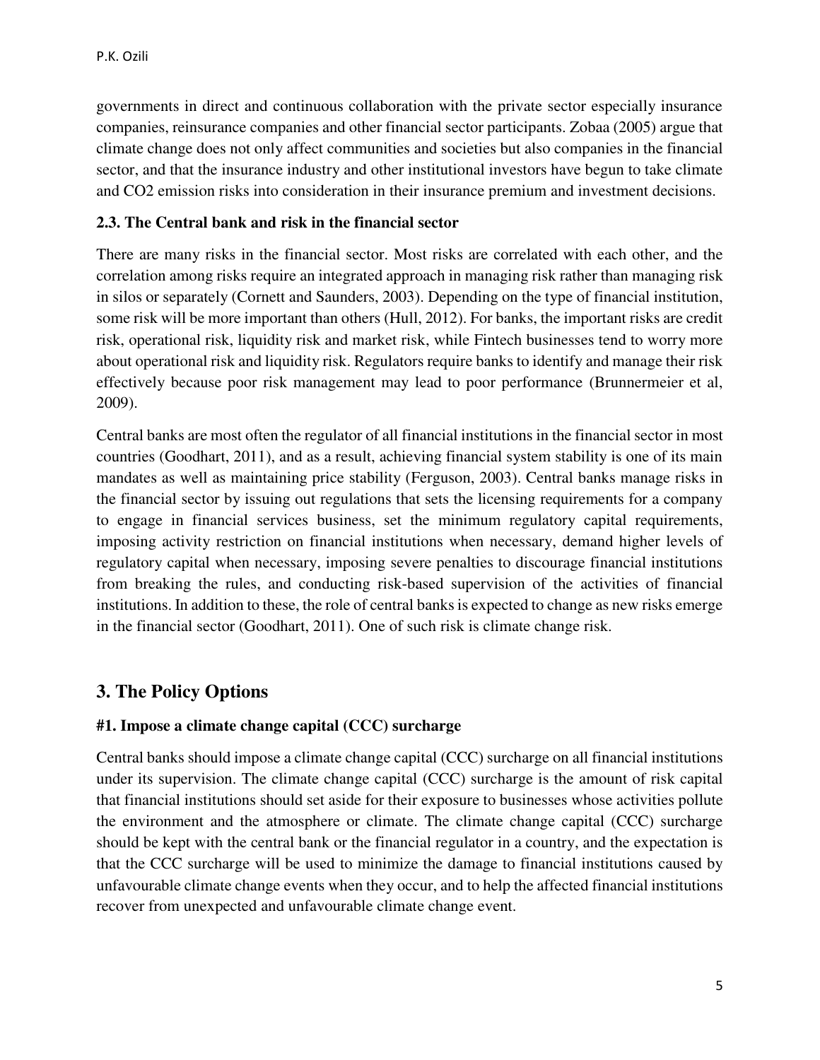governments in direct and continuous collaboration with the private sector especially insurance companies, reinsurance companies and other financial sector participants. Zobaa (2005) argue that climate change does not only affect communities and societies but also companies in the financial sector, and that the insurance industry and other institutional investors have begun to take climate and $CO_2$ emission risks into consideration in their insurance premium and investment decisions.

### 2.3. The Central bank and risk in the financial sector

There are many risks in the financial sector. Most risks are correlated with each other, and the correlation among risks require an integrated approach in managing risk rather than managing risk in silos or separately (Cornett and Saunders, 2003). Depending on the type of financial institution, some risk will be more important than others (Hull, 2012). For banks, the important risks are credit risk, operational risk, liquidity risk and market risk, while Fintech businesses tend to worry more about operational risk and liquidity risk. Regulators require banks to identify and manage their risk effectively because poor risk management may lead to poor performance (Brunnermeier et al, 2009).

Central banks are most often the regulator of all financial institutions in the financial sector in most countries (Goodhart, 2011), and as a result, achieving financial system stability is one of its main mandates as well as maintaining price stability (Ferguson, 2003). Central banks manage risks in the financial sector by issuing out regulations that sets the licensing requirements for a company to engage in financial services business, set the minimum regulatory capital requirements, imposing activity restriction on financial institutions when necessary, demand higher levels of regulatory capital when necessary, imposing severe penalties to discourage financial institutions from breaking the rules, and conducting risk-based supervision of the activities of financial institutions. In addition to these, the role of central banks is expected to change as new risks emerge in the financial sector (Goodhart, 2011). One of such risk is climate change risk.

## 3. The Policy Options

### #1. Impose a climate change capital (CCC) surcharge

Central banks should impose a climate change capital (CCC) surcharge on all financial institutions under its supervision. The climate change capital (CCC) surcharge is the amount of risk capital that financial institutions should set aside for their exposure to businesses whose activities pollute the environment and the atmosphere or climate. The climate change capital (CCC) surcharge should be kept with the central bank or the financial regulator in a country, and the expectation is that the CCC surcharge will be used to minimize the damage to financial institutions caused by unfavourable climate change events when they occur, and to help the affected financial institutions recover from unexpected and unfavourable climate change event.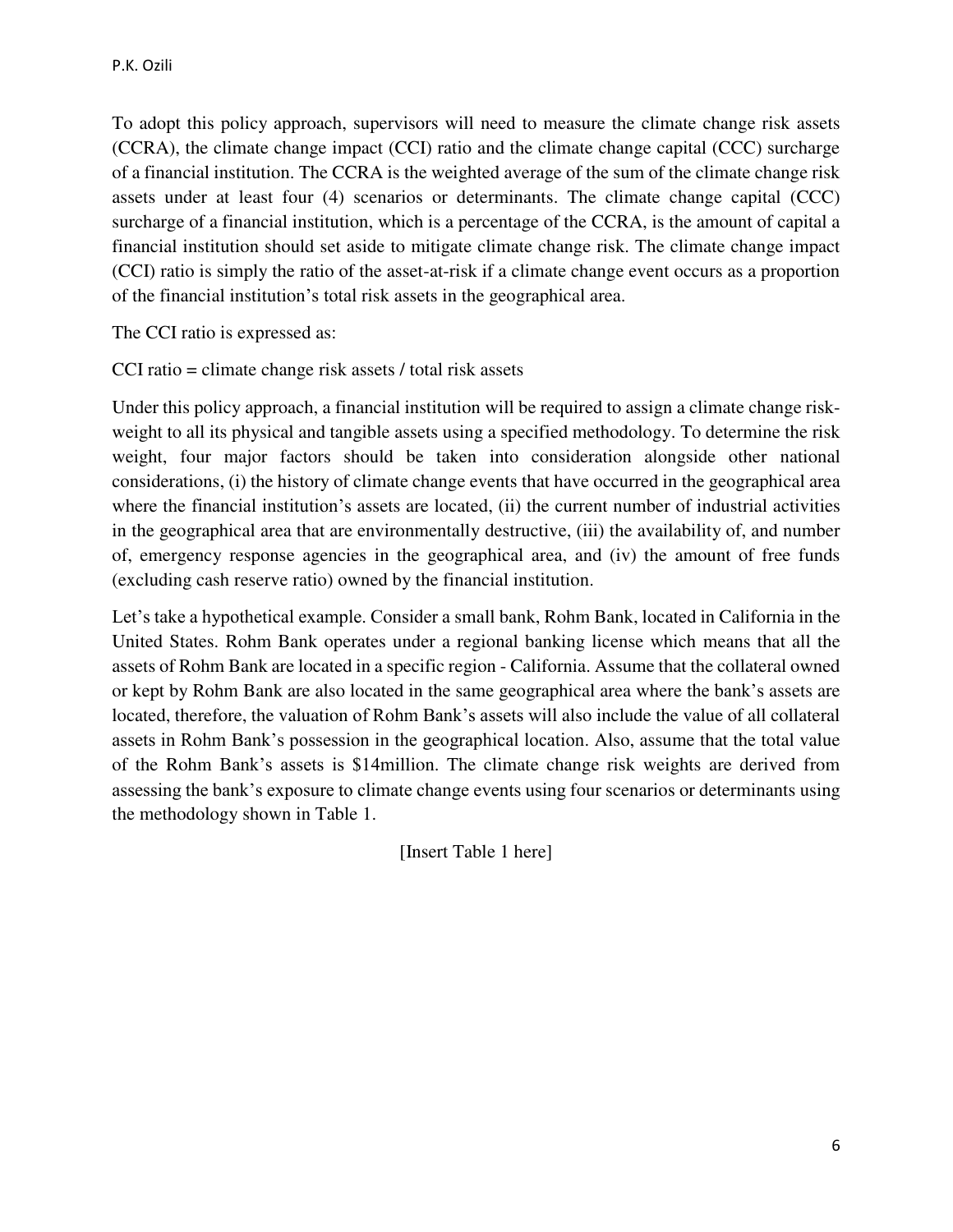To adopt this policy approach, supervisors will need to measure the climate change risk assets (CCRA), the climate change impact (CCI) ratio and the climate change capital (CCC) surcharge of a financial institution. The CCRA is the weighted average of the sum of the climate change risk assets under at least four (4) scenarios or determinants. The climate change capital (CCC) surcharge of a financial institution, which is a percentage of the CCRA, is the amount of capital a financial institution should set aside to mitigate climate change risk. The climate change impact (CCI) ratio is simply the ratio of the asset-at-risk if a climate change event occurs as a proportion of the financial institution's total risk assets in the geographical area.

The CCI ratio is expressed as:

CCI ratio = climate change risk assets / total risk assets

Under this policy approach, a financial institution will be required to assign a climate change risk-weight to all its physical and tangible assets using a specified methodology. To determine the risk weight, four major factors should be taken into consideration alongside other national considerations, (i) the history of climate change events that have occurred in the geographical area where the financial institution's assets are located, (ii) the current number of industrial activities in the geographical area that are environmentally destructive, (iii) the availability of, and number of, emergency response agencies in the geographical area, and (iv) the amount of free funds (excluding cash reserve ratio) owned by the financial institution.

Let's take a hypothetical example. Consider a small bank, Rohm Bank, located in California in the United States. Rohm Bank operates under a regional banking license which means that all the assets of Rohm Bank are located in a specific region - California. Assume that the collateral owned or kept by Rohm Bank are also located in the same geographical area where the bank's assets are located, therefore, the valuation of Rohm Bank's assets will also include the value of all collateral assets in Rohm Bank's possession in the geographical location. Also, assume that the total value of the Rohm Bank's assets is $14million. The climate change risk weights are derived from assessing the bank's exposure to climate change events using four scenarios or determinants using the methodology shown in Table 1.

[Insert Table 1 here]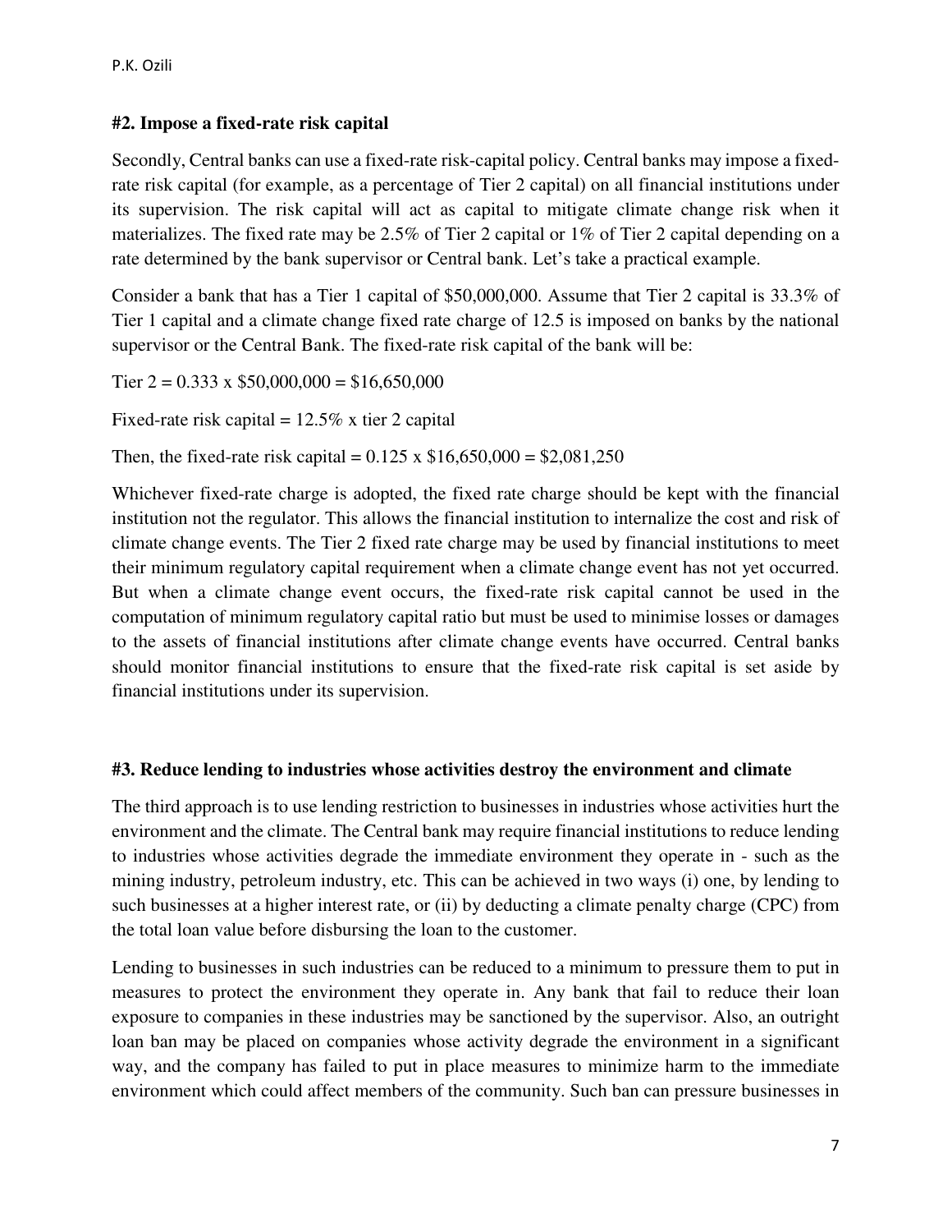### #2. Impose a fixed-rate risk capital

Secondly, Central banks can use a fixed-rate risk-capital policy. Central banks may impose a fixed-rate risk capital (for example, as a percentage of Tier 2 capital) on all financial institutions under its supervision. The risk capital will act as capital to mitigate climate change risk when it materializes. The fixed rate may be 2.5% of Tier 2 capital or 1% of Tier 2 capital depending on a rate determined by the bank supervisor or Central bank. Let's take a practical example.

Consider a bank that has a Tier 1 capital of $50,000,000. Assume that Tier 2 capital is 33.3% of Tier 1 capital and a climate change fixed rate charge of 12.5 is imposed on banks by the national supervisor or the Central Bank. The fixed-rate risk capital of the bank will be:

Tier 2 = 0.333 x $50,000,000 = $16,650,000

Fixed-rate risk capital = 12.5% x tier 2 capital

Then, the fixed-rate risk capital = 0.125 x $16,650,000 = $2,081,250

Whichever fixed-rate charge is adopted, the fixed rate charge should be kept with the financial institution not the regulator. This allows the financial institution to internalize the cost and risk of climate change events. The Tier 2 fixed rate charge may be used by financial institutions to meet their minimum regulatory capital requirement when a climate change event has not yet occurred. But when a climate change event occurs, the fixed-rate risk capital cannot be used in the computation of minimum regulatory capital ratio but must be used to minimise losses or damages to the assets of financial institutions after climate change events have occurred. Central banks should monitor financial institutions to ensure that the fixed-rate risk capital is set aside by financial institutions under its supervision.

### #3. Reduce lending to industries whose activities destroy the environment and climate

The third approach is to use lending restriction to businesses in industries whose activities hurt the environment and the climate. The Central bank may require financial institutions to reduce lending to industries whose activities degrade the immediate environment they operate in - such as the mining industry, petroleum industry, etc. This can be achieved in two ways (i) one, by lending to such businesses at a higher interest rate, or (ii) by deducting a climate penalty charge (CPC) from the total loan value before disbursing the loan to the customer.

Lending to businesses in such industries can be reduced to a minimum to pressure them to put in measures to protect the environment they operate in. Any bank that fail to reduce their loan exposure to companies in these industries may be sanctioned by the supervisor. Also, an outright loan ban may be placed on companies whose activity degrade the environment in a significant way, and the company has failed to put in place measures to minimize harm to the immediate environment which could affect members of the community. Such ban can pressure businesses in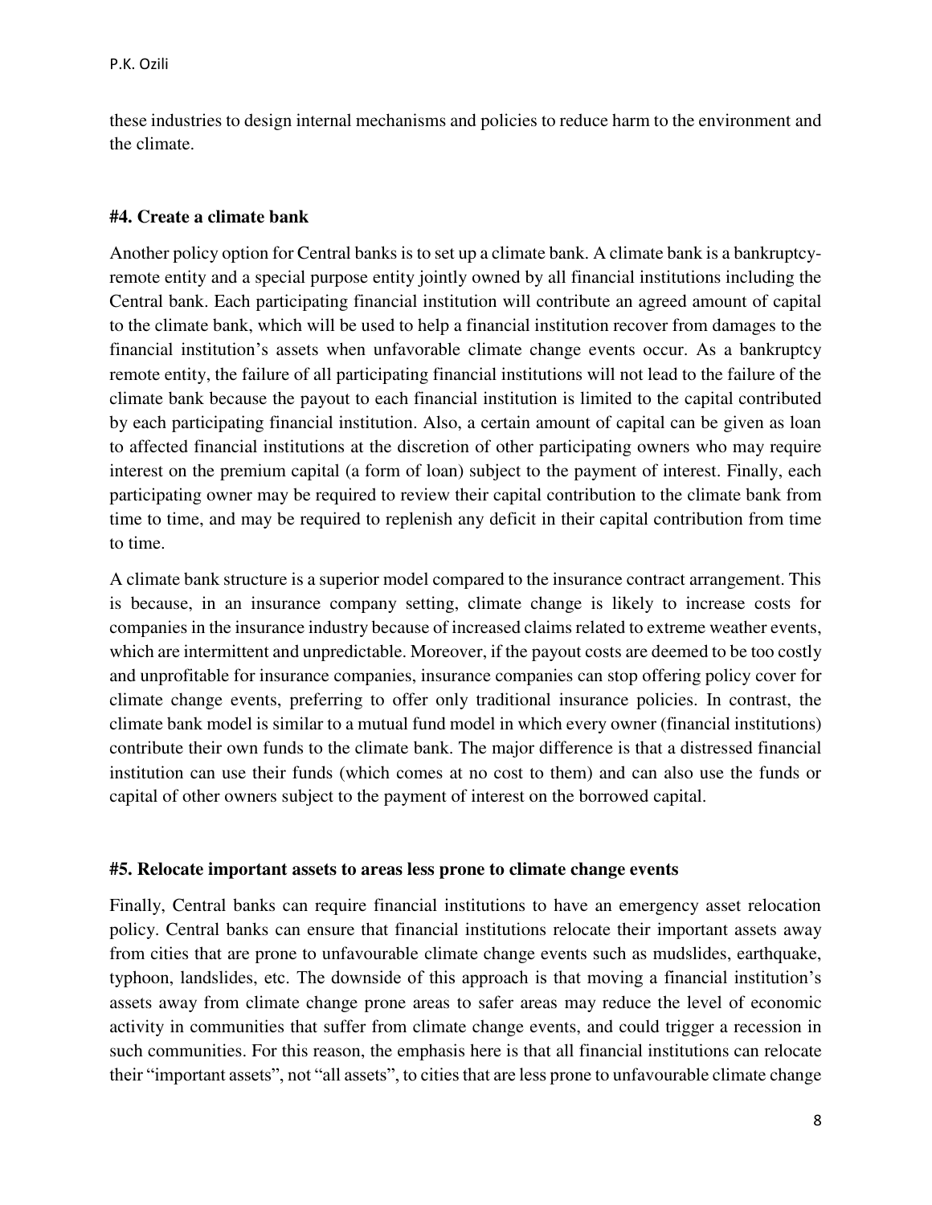these industries to design internal mechanisms and policies to reduce harm to the environment and the climate.

### #4. Create a climate bank

Another policy option for Central banks is to set up a climate bank. A climate bank is a bankruptcy-remote entity and a special purpose entity jointly owned by all financial institutions including the Central bank. Each participating financial institution will contribute an agreed amount of capital to the climate bank, which will be used to help a financial institution recover from damages to the financial institution's assets when unfavorable climate change events occur. As a bankruptcy remote entity, the failure of all participating financial institutions will not lead to the failure of the climate bank because the payout to each financial institution is limited to the capital contributed by each participating financial institution. Also, a certain amount of capital can be given as loan to affected financial institutions at the discretion of other participating owners who may require interest on the premium capital (a form of loan) subject to the payment of interest. Finally, each participating owner may be required to review their capital contribution to the climate bank from time to time, and may be required to replenish any deficit in their capital contribution from time to time.

A climate bank structure is a superior model compared to the insurance contract arrangement. This is because, in an insurance company setting, climate change is likely to increase costs for companies in the insurance industry because of increased claims related to extreme weather events, which are intermittent and unpredictable. Moreover, if the payout costs are deemed to be too costly and unprofitable for insurance companies, insurance companies can stop offering policy cover for climate change events, preferring to offer only traditional insurance policies. In contrast, the climate bank model is similar to a mutual fund model in which every owner (financial institutions) contribute their own funds to the climate bank. The major difference is that a distressed financial institution can use their funds (which comes at no cost to them) and can also use the funds or capital of other owners subject to the payment of interest on the borrowed capital.

### #5. Relocate important assets to areas less prone to climate change events

Finally, Central banks can require financial institutions to have an emergency asset relocation policy. Central banks can ensure that financial institutions relocate their important assets away from cities that are prone to unfavourable climate change events such as mudslides, earthquake, typhoon, landslides, etc. The downside of this approach is that moving a financial institution's assets away from climate change prone areas to safer areas may reduce the level of economic activity in communities that suffer from climate change events, and could trigger a recession in such communities. For this reason, the emphasis here is that all financial institutions can relocate their "important assets", not "all assets", to cities that are less prone to unfavourable climate change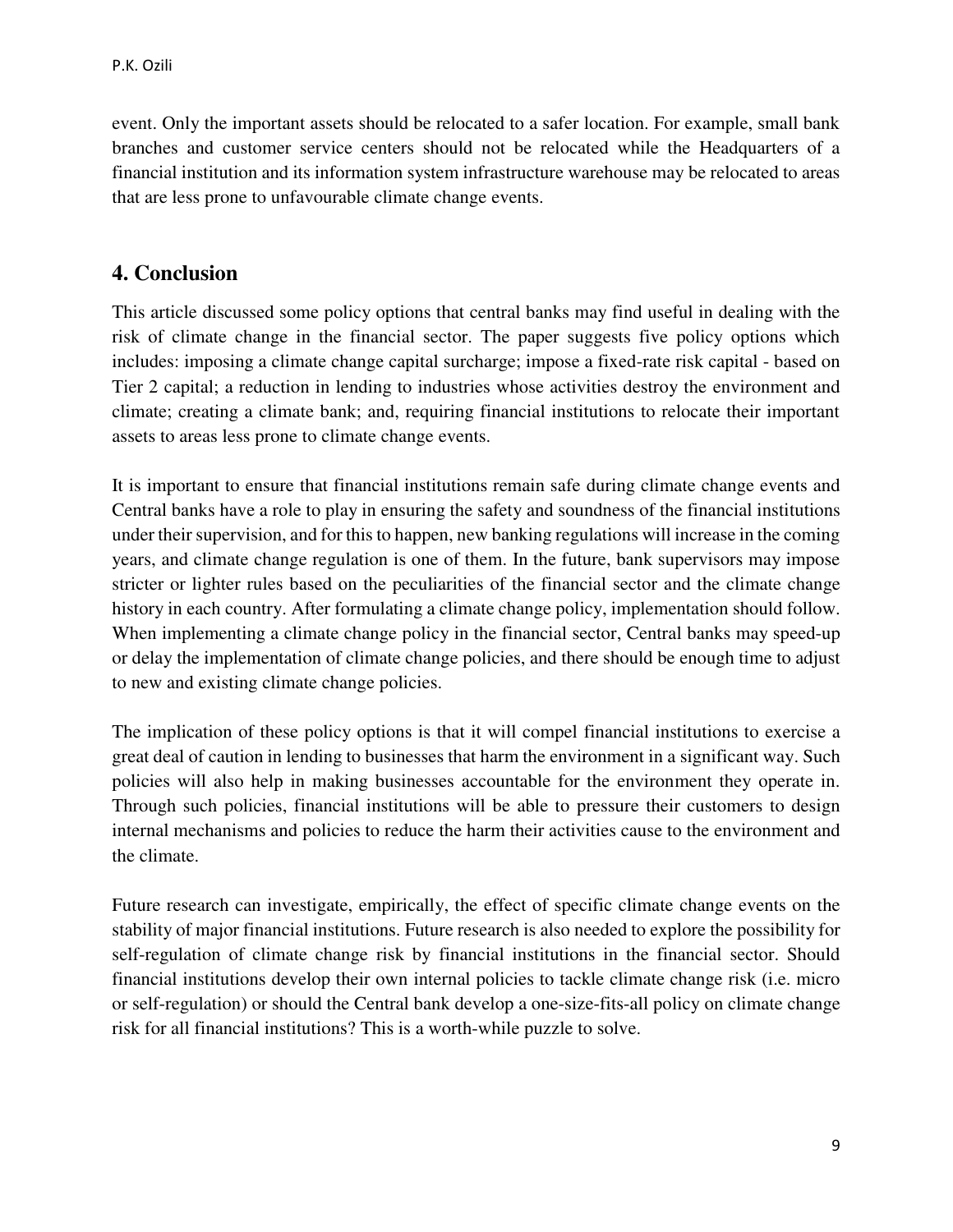event. Only the important assets should be relocated to a safer location. For example, small bank branches and customer service centers should not be relocated while the Headquarters of a financial institution and its information system infrastructure warehouse may be relocated to areas that are less prone to unfavourable climate change events.

## 4. Conclusion

This article discussed some policy options that central banks may find useful in dealing with the risk of climate change in the financial sector. The paper suggests five policy options which includes: imposing a climate change capital surcharge; impose a fixed-rate risk capital - based on Tier 2 capital; a reduction in lending to industries whose activities destroy the environment and climate; creating a climate bank; and, requiring financial institutions to relocate their important assets to areas less prone to climate change events.

It is important to ensure that financial institutions remain safe during climate change events and Central banks have a role to play in ensuring the safety and soundness of the financial institutions under their supervision, and for this to happen, new banking regulations will increase in the coming years, and climate change regulation is one of them. In the future, bank supervisors may impose stricter or lighter rules based on the peculiarities of the financial sector and the climate change history in each country. After formulating a climate change policy, implementation should follow. When implementing a climate change policy in the financial sector, Central banks may speed-up or delay the implementation of climate change policies, and there should be enough time to adjust to new and existing climate change policies.

The implication of these policy options is that it will compel financial institutions to exercise a great deal of caution in lending to businesses that harm the environment in a significant way. Such policies will also help in making businesses accountable for the environment they operate in. Through such policies, financial institutions will be able to pressure their customers to design internal mechanisms and policies to reduce the harm their activities cause to the environment and the climate.

Future research can investigate, empirically, the effect of specific climate change events on the stability of major financial institutions. Future research is also needed to explore the possibility for self-regulation of climate change risk by financial institutions in the financial sector. Should financial institutions develop their own internal policies to tackle climate change risk (i.e. micro or self-regulation) or should the Central bank develop a one-size-fits-all policy on climate change risk for all financial institutions? This is a worth-while puzzle to solve.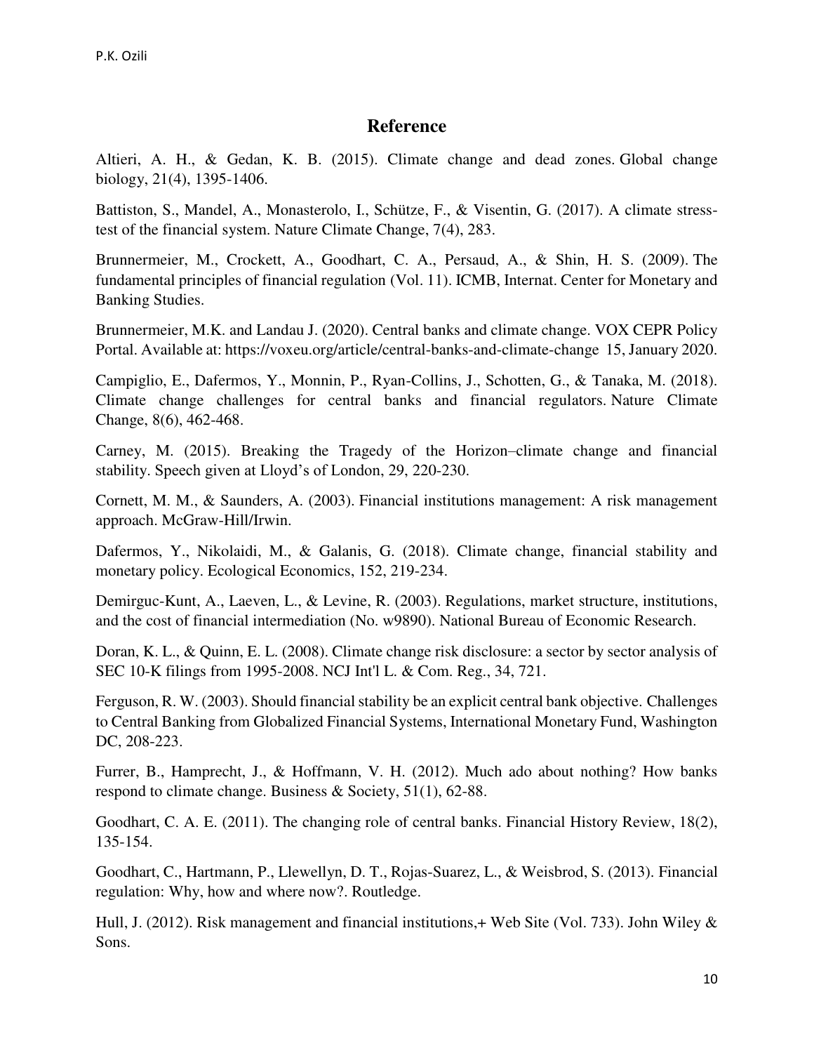# Reference

Altieri, A. H., & Gedan, K. B. (2015). Climate change and dead zones. Global change biology, 21(4), 1395-1406.

Battiston, S., Mandel, A., Monasterolo, I., Schütze, F., & Visentin, G. (2017). A climate stress-test of the financial system. Nature Climate Change, 7(4), 283.

Brunnermeier, M., Crockett, A., Goodhart, C. A., Persaud, A., & Shin, H. S. (2009). The fundamental principles of financial regulation (Vol. 11). ICMB, Internat. Center for Monetary and Banking Studies.

Brunnermeier, M.K. and Landau J. (2020). Central banks and climate change. VOX CEPR Policy Portal. Available at: https://voxeu.org/article/central-banks-and-climate-change 15, January 2020.

Campiglio, E., Dafermos, Y., Monnin, P., Ryan-Collins, J., Schotten, G., & Tanaka, M. (2018). Climate change challenges for central banks and financial regulators. Nature Climate Change, 8(6), 462-468.

Carney, M. (2015). Breaking the Tragedy of the Horizon–climate change and financial stability. Speech given at Lloyd's of London, 29, 220-230.

Cornett, M. M., & Saunders, A. (2003). Financial institutions management: A risk management approach. McGraw-Hill/Irwin.

Dafermos, Y., Nikolaidi, M., & Galanis, G. (2018). Climate change, financial stability and monetary policy. Ecological Economics, 152, 219-234.

Demirguc-Kunt, A., Laeven, L., & Levine, R. (2003). Regulations, market structure, institutions, and the cost of financial intermediation (No. w9890). National Bureau of Economic Research.

Doran, K. L., & Quinn, E. L. (2008). Climate change risk disclosure: a sector by sector analysis of SEC 10-K filings from 1995-2008. NCJ Int'l L. & Com. Reg., 34, 721.

Ferguson, R. W. (2003). Should financial stability be an explicit central bank objective. Challenges to Central Banking from Globalized Financial Systems, International Monetary Fund, Washington DC, 208-223.

Furrer, B., Hamprecht, J., & Hoffmann, V. H. (2012). Much ado about nothing? How banks respond to climate change. Business & Society, 51(1), 62-88.

Goodhart, C. A. E. (2011). The changing role of central banks. Financial History Review, 18(2), 135-154.

Goodhart, C., Hartmann, P., Llewellyn, D. T., Rojas-Suarez, L., & Weisbrod, S. (2013). Financial regulation: Why, how and where now?. Routledge.

Hull, J. (2012). Risk management and financial institutions,+ Web Site (Vol. 733). John Wiley & Sons.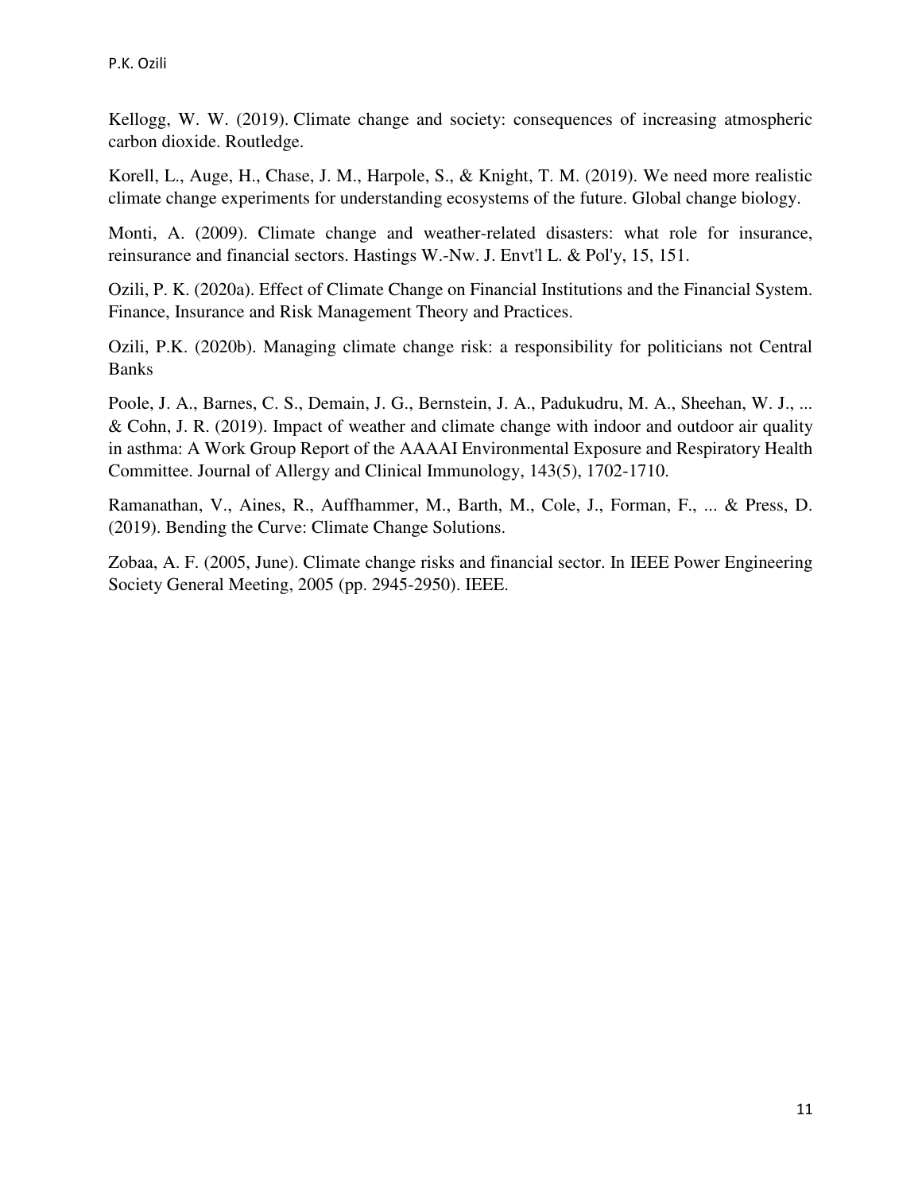Kellogg, W. W. (2019). Climate change and society: consequences of increasing atmospheric carbon dioxide. Routledge.

Korell, L., Auge, H., Chase, J. M., Harpole, S., & Knight, T. M. (2019). We need more realistic climate change experiments for understanding ecosystems of the future. Global change biology.

Monti, A. (2009). Climate change and weather-related disasters: what role for insurance, reinsurance and financial sectors. Hastings W.-Nw. J. Envt'l L. & Pol'y, 15, 151.

Ozili, P. K. (2020a). Effect of Climate Change on Financial Institutions and the Financial System. Finance, Insurance and Risk Management Theory and Practices.

Ozili, P.K. (2020b). Managing climate change risk: a responsibility for politicians not Central Banks

Poole, J. A., Barnes, C. S., Demain, J. G., Bernstein, J. A., Padukudru, M. A., Sheehan, W. J., ... & Cohn, J. R. (2019). Impact of weather and climate change with indoor and outdoor air quality in asthma: A Work Group Report of the AAAAI Environmental Exposure and Respiratory Health Committee. Journal of Allergy and Clinical Immunology, 143(5), 1702-1710.

Ramanathan, V., Aines, R., Auffhammer, M., Barth, M., Cole, J., Forman, F., ... & Press, D. (2019). Bending the Curve: Climate Change Solutions.

Zobaa, A. F. (2005, June). Climate change risks and financial sector. In IEEE Power Engineering Society General Meeting, 2005 (pp. 2945-2950). IEEE.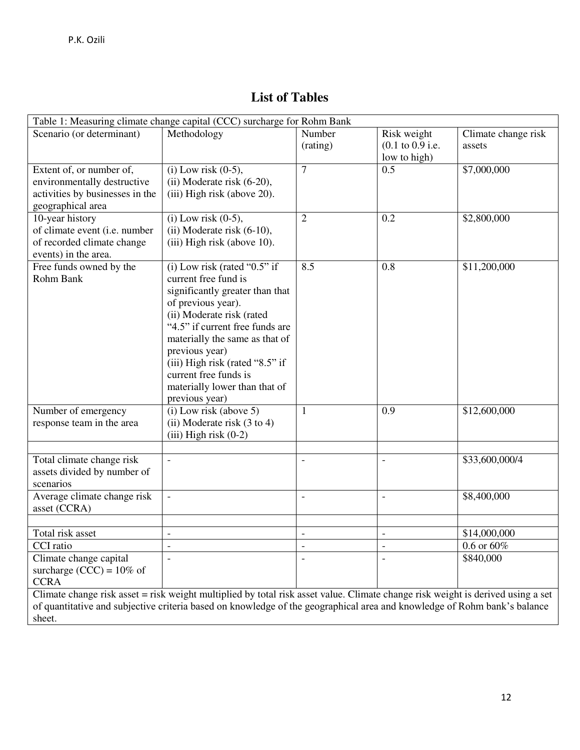# List of Tables

| Table 1: Measuring climate change capital (CCC) surcharge for Rohm Bank | | | | |
|---|---|---|---|---|
| Scenario (or determinant) | Methodology | Number (rating) | Risk weight (0.1 to 0.9 i.e. low to high) | Climate change risk assets |
| Extent of, or number of, environmentally destructive activities by businesses in the geographical area | (i) Low risk (0-5), (ii) Moderate risk (6-20), (iii) High risk (above 20). | 7 | 0.5 | $7,000,000 |
| 10-year history of climate event (i.e. number of recorded climate change events) in the area. | (i) Low risk (0-5), (ii) Moderate risk (6-10), (iii) High risk (above 10). | 2 | 0.2 | $2,800,000 |
| Free funds owned by the Rohm Bank | (i) Low risk (rated "0.5" if current free fund is significantly greater than that of previous year). (ii) Moderate risk (rated "4.5" if current free funds are materially the same as that of previous year) (iii) High risk (rated "8.5" if current free funds is materially lower than that of previous year) | 8.5 | 0.8 | $11,200,000 |
| Number of emergency response team in the area | (i) Low risk (above 5) (ii) Moderate risk (3 to 4) (iii) High risk (0-2) | 1 | 0.9 | $12,600,000 |
| | | | | |
| Total climate change risk assets divided by number of scenarios | - | - | - | $33,600,000/4 |
| Average climate change risk asset (CCRA) | - | - | - | $8,400,000 |
| | | | | |
| Total risk asset | - | - | - | $14,000,000 |
| CCI ratio | - | - | - | 0.6 or 60% |
| Climate change capital surcharge (CCC) = 10% of CCRA | - | - | - | $840,000 |

Climate change risk asset = risk weight multiplied by total risk asset value. Climate change risk weight is derived using a set of quantitative and subjective criteria based on knowledge of the geographical area and knowledge of Rohm bank's balance sheet.